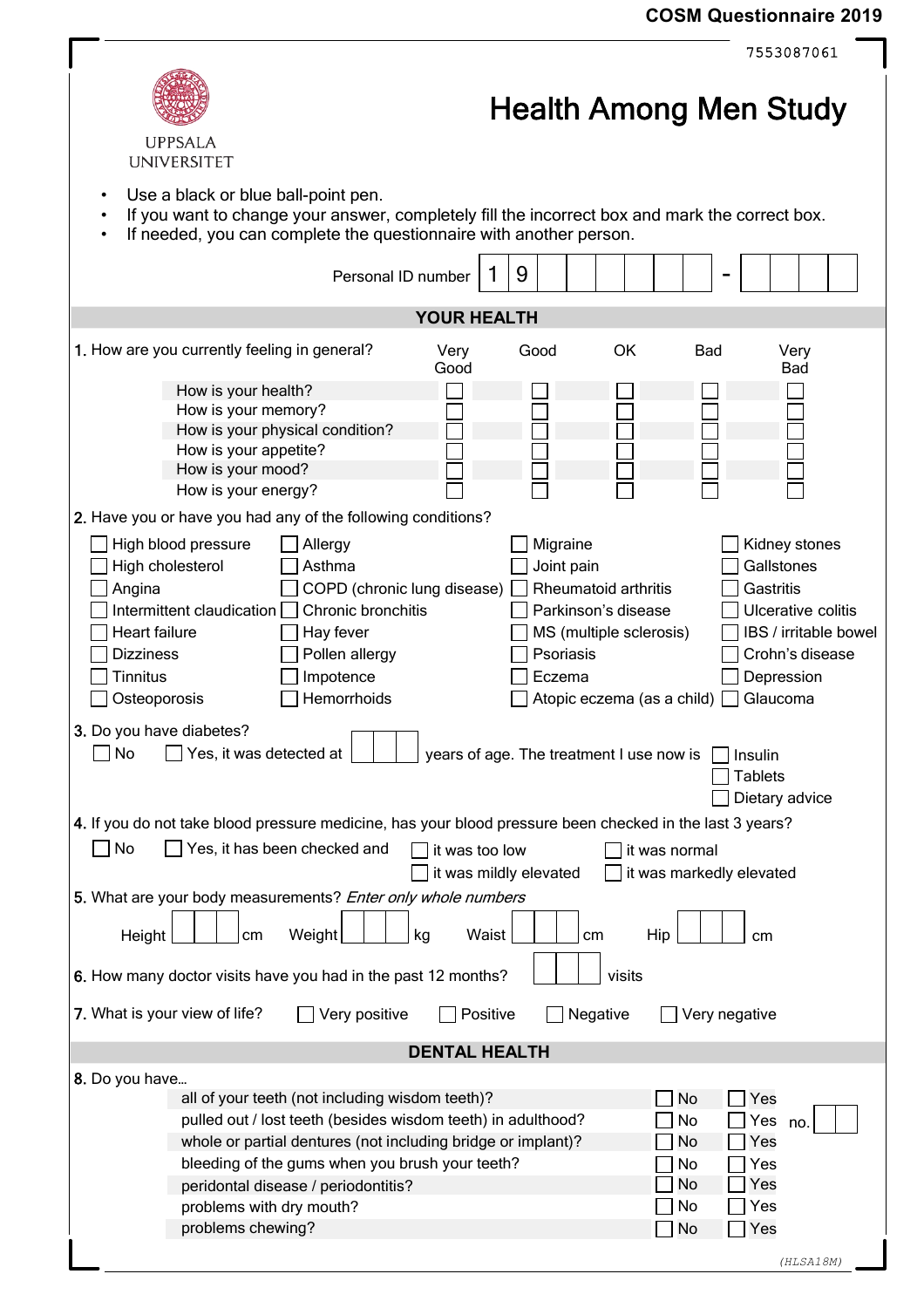COSM Questionnaire 2019

7553087061

UPPSALA UNIVERSITET

# Health Among Men Study

- Use a black or blue ball-point pen.
- If you want to change your answer, completely fill the incorrect box and mark the correct box.
- If needed, you can complete the questionnaire with another person.

Personal ID number 1 9 ☐☐☐☐☐☐ - ☐☐☐☐

## YOUR HEALTH

**1.** How are you currently feeling in general?

| | Very Good | Good | OK | Bad | Very Bad |
|---|---|---|---|---|---|
| How is your health? | ☐ | ☐ | ☐ | ☐ | ☐ |
| How is your memory? | ☐ | ☐ | ☐ | ☐ | ☐ |
| How is your physical condition? | ☐ | ☐ | ☐ | ☐ | ☐ |
| How is your appetite? | ☐ | ☐ | ☐ | ☐ | ☐ |
| How is your mood? | ☐ | ☐ | ☐ | ☐ | ☐ |
| How is your energy? | ☐ | ☐ | ☐ | ☐ | ☐ |

**2.** Have you or have you had any of the following conditions?

| | | | |
|---|---|---|---|
| ☐ High blood pressure | ☐ Allergy | ☐ Migraine | ☐ Kidney stones |
| ☐ High cholesterol | ☐ Asthma | ☐ Joint pain | ☐ Gallstones |
| ☐ Angina | ☐ COPD (chronic lung disease) | ☐ Rheumatoid arthritis | ☐ Gastritis |
| ☐ Intermittent claudication | ☐ Chronic bronchitis | ☐ Parkinson's disease | ☐ Ulcerative colitis |
| ☐ Heart failure | ☐ Hay fever | ☐ MS (multiple sclerosis) | ☐ IBS / irritable bowel |
| ☐ Dizziness | ☐ Pollen allergy | ☐ Psoriasis | ☐ Crohn's disease |
| ☐ Tinnitus | ☐ Impotence | ☐ Eczema | ☐ Depression |
| ☐ Osteoporosis | ☐ Hemorrhoids | ☐ Atopic eczema (as a child) | ☐ Glaucoma |

**3.** Do you have diabetes?

☐ No ☐ Yes, it was detected at ☐☐☐ years of age. The treatment I use now is ☐ Insulin ☐ Tablets ☐ Dietary advice

**4.** If you do not take blood pressure medicine, has your blood pressure been checked in the last 3 years?

☐ No ☐ Yes, it has been checked and ☐ it was too low ☐ it was normal ☐ it was mildly elevated ☐ it was markedly elevated

**5.** What are your body measurements? *Enter only whole numbers*

Height ☐☐☐ cm Weight ☐☐☐ kg Waist ☐☐☐ cm Hip ☐☐☐ cm

**6.** How many doctor visits have you had in the past 12 months? ☐☐☐ visits

**7.** What is your view of life? ☐ Very positive ☐ Positive ☐ Negative ☐ Very negative

## DENTAL HEALTH

**8.** Do you have...

| | | |
|---|---|---|
| all of your teeth (not including wisdom teeth)? | ☐ No | ☐ Yes |
| pulled out / lost teeth (besides wisdom teeth) in adulthood? | ☐ No | ☐ Yes no. ☐☐ |
| whole or partial dentures (not including bridge or implant)? | ☐ No | ☐ Yes |
| bleeding of the gums when you brush your teeth? | ☐ No | ☐ Yes |
| peridontal disease / periodontitis? | ☐ No | ☐ Yes |
| problems with dry mouth? | ☐ No | ☐ Yes |
| problems chewing? | ☐ No | ☐ Yes |

(HLSA18M)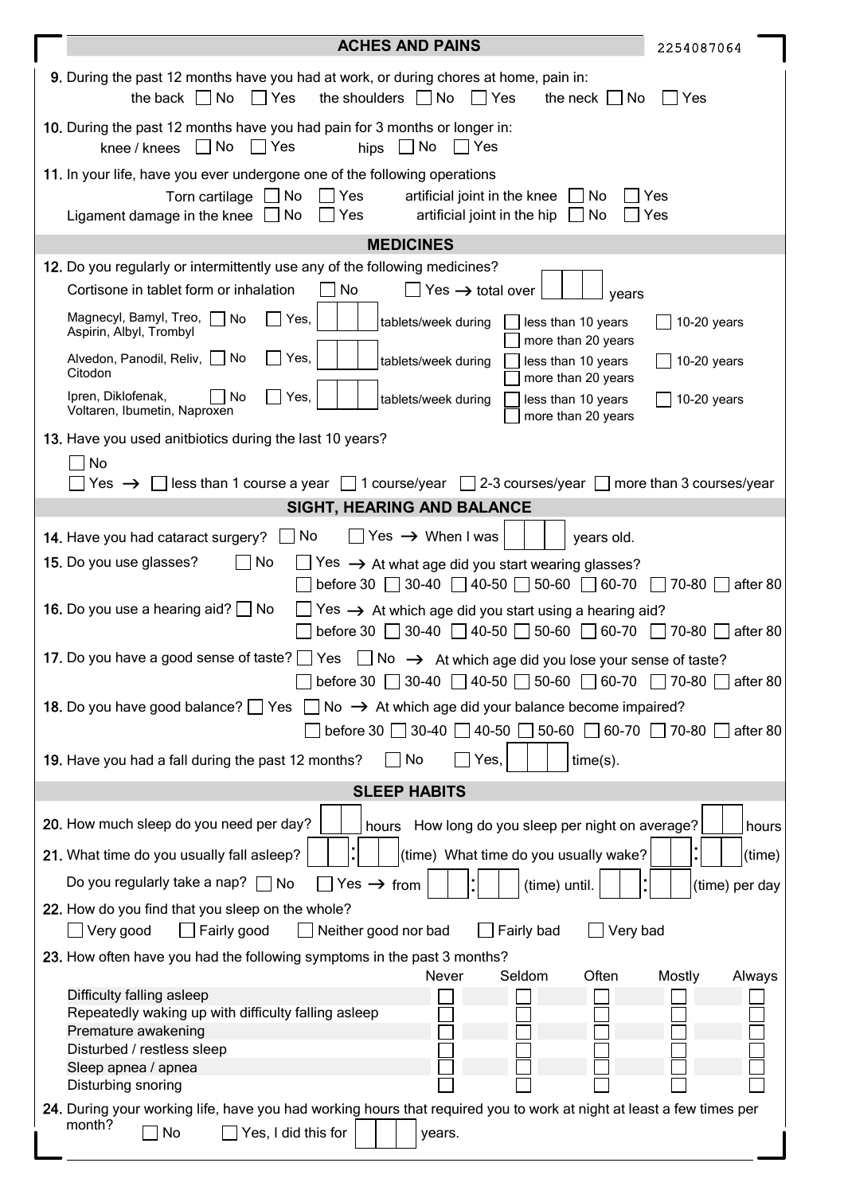## ACHES AND PAINS

2254087064

9. During the past 12 months have you had at work, or during chores at home, pain in:
   the back ☐ No ☐ Yes the shoulders ☐ No ☐ Yes the neck ☐ No ☐ Yes

10. During the past 12 months have you had pain for 3 months or longer in:
    knee / knees ☐ No ☐ Yes hips ☐ No ☐ Yes

11. In your life, have you ever undergone one of the following operations
    Torn cartilage ☐ No ☐ Yes artificial joint in the knee ☐ No ☐ Yes
    Ligament damage in the knee ☐ No ☐ Yes artificial joint in the hip ☐ No ☐ Yes

## MEDICINES

12. Do you regularly or intermittently use any of the following medicines?
    - Cortisone in tablet form or inhalation ☐ No ☐ Yes → total over ☐☐☐ years
    - Magnecyl, Bamyl, Treo, Aspirin, Albyl, Trombyl ☐ No ☐ Yes, ☐☐☐ tablets/week during ☐ less than 10 years ☐ 10-20 years ☐ more than 20 years
    - Alvedon, Panodil, Reliv, Citodon ☐ No ☐ Yes, ☐☐☐ tablets/week during ☐ less than 10 years ☐ 10-20 years ☐ more than 20 years
    - Ipren, Diklofenak, Voltaren, Ibumetin, Naproxen ☐ No ☐ Yes, ☐☐☐ tablets/week during ☐ less than 10 years ☐ 10-20 years ☐ more than 20 years

13. Have you used anitbiotics during the last 10 years?
    ☐ No
    ☐ Yes → ☐ less than 1 course a year ☐ 1 course/year ☐ 2-3 courses/year ☐ more than 3 courses/year

## SIGHT, HEARING AND BALANCE

14. Have you had cataract surgery? ☐ No ☐ Yes → When I was ☐☐☐ years old.

15. Do you use glasses? ☐ No ☐ Yes → At what age did you start wearing glasses?
    ☐ before 30 ☐ 30-40 ☐ 40-50 ☐ 50-60 ☐ 60-70 ☐ 70-80 ☐ after 80

16. Do you use a hearing aid? ☐ No ☐ Yes → At which age did you start using a hearing aid?
    ☐ before 30 ☐ 30-40 ☐ 40-50 ☐ 50-60 ☐ 60-70 ☐ 70-80 ☐ after 80

17. Do you have a good sense of taste? ☐ Yes ☐ No → At which age did you lose your sense of taste?
    ☐ before 30 ☐ 30-40 ☐ 40-50 ☐ 50-60 ☐ 60-70 ☐ 70-80 ☐ after 80

18. Do you have good balance? ☐ Yes ☐ No → At which age did your balance become impaired?
    ☐ before 30 ☐ 30-40 ☐ 40-50 ☐ 50-60 ☐ 60-70 ☐ 70-80 ☐ after 80

19. Have you had a fall during the past 12 months? ☐ No ☐ Yes, ☐☐☐ time(s).

## SLEEP HABITS

20. How much sleep do you need per day? ☐☐ hours How long do you sleep per night on average? ☐☐ hours

21. What time do you usually fall asleep? ☐☐:☐☐ (time) What time do you usually wake? ☐☐:☐☐ (time)
    Do you regularly take a nap? ☐ No ☐ Yes → from ☐☐:☐☐ (time) until. ☐☐:☐☐ (time) per day

22. How do you find that you sleep on the whole?
    ☐ Very good ☐ Fairly good ☐ Neither good nor bad ☐ Fairly bad ☐ Very bad

23. How often have you had the following symptoms in the past 3 months?

| | Never | Seldom | Often | Mostly | Always |
|---|---|---|---|---|---|
| Difficulty falling asleep | ☐ | ☐ | ☐ | ☐ | ☐ |
| Repeatedly waking up with difficulty falling asleep | ☐ | ☐ | ☐ | ☐ | ☐ |
| Premature awakening | ☐ | ☐ | ☐ | ☐ | ☐ |
| Disturbed / restless sleep | ☐ | ☐ | ☐ | ☐ | ☐ |
| Sleep apnea / apnea | ☐ | ☐ | ☐ | ☐ | ☐ |
| Disturbing snoring | ☐ | ☐ | ☐ | ☐ | ☐ |

24. During your working life, have you had working hours that required you to work at night at least a few times per month?
    ☐ No ☐ Yes, I did this for ☐☐☐ years.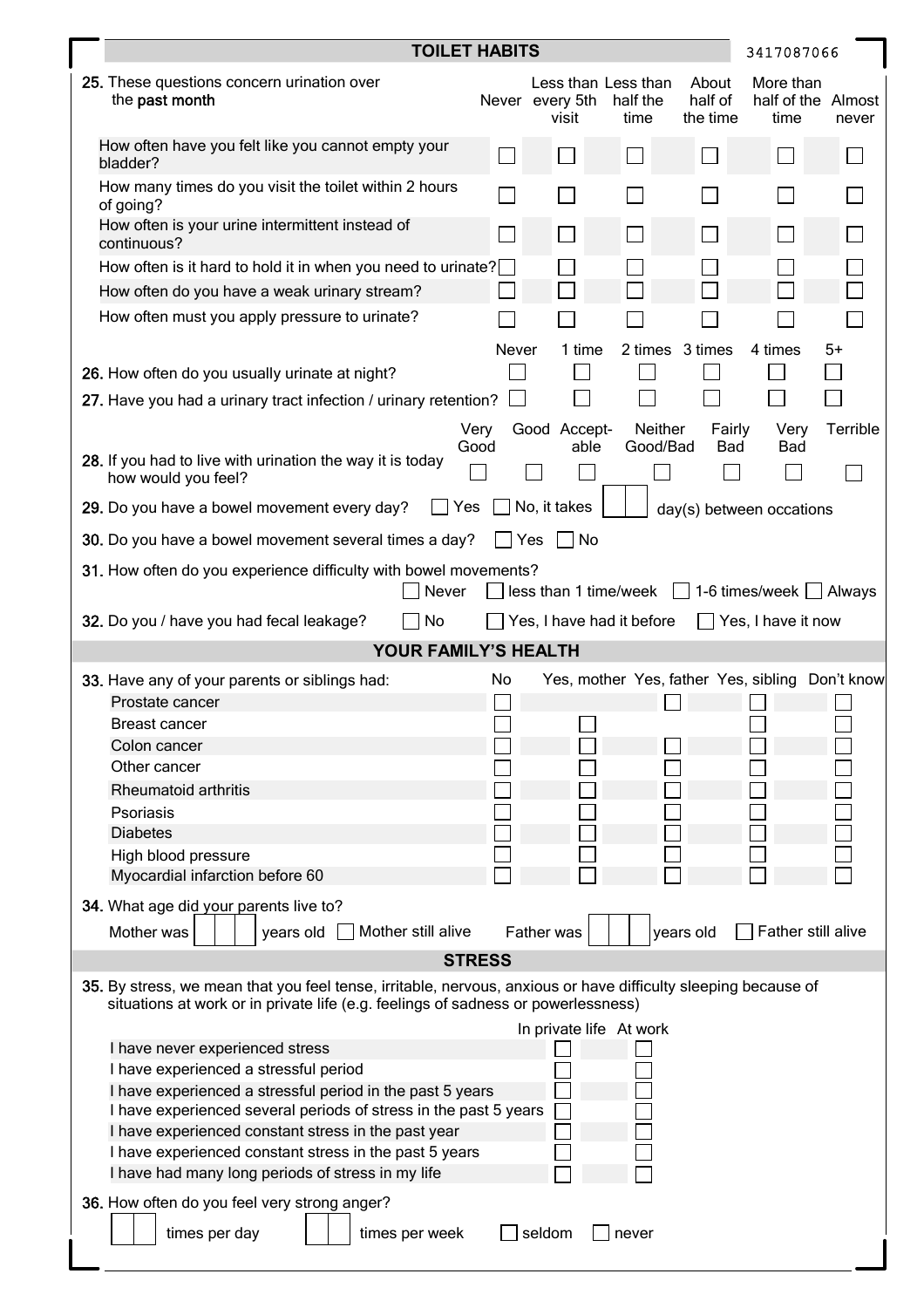## TOILET HABITS

3417087066

**25.** These questions concern urination over the **past month**

| | Never | Less than every 5th visit | Less than half the time | About half of the time | More than half of the time | Almost never |
|---|---|---|---|---|---|---|
| How often have you felt like you cannot empty your bladder? | ☐ | ☐ | ☐ | ☐ | ☐ | ☐ |
| How many times do you visit the toilet within 2 hours of going? | ☐ | ☐ | ☐ | ☐ | ☐ | ☐ |
| How often is your urine intermittent instead of continuous? | ☐ | ☐ | ☐ | ☐ | ☐ | ☐ |
| How often is it hard to hold it in when you need to urinate? | ☐ | ☐ | ☐ | ☐ | ☐ | ☐ |
| How often do you have a weak urinary stream? | ☐ | ☐ | ☐ | ☐ | ☐ | ☐ |
| How often must you apply pressure to urinate? | ☐ | ☐ | ☐ | ☐ | ☐ | ☐ |

| | Never | 1 time | 2 times | 3 times | 4 times | 5+ |
|---|---|---|---|---|---|---|
| **26.** How often do you usually urinate at night? | ☐ | ☐ | ☐ | ☐ | ☐ | ☐ |
| **27.** Have you had a urinary tract infection / urinary retention? | ☐ | ☐ | ☐ | ☐ | ☐ | ☐ |

| | Very Good | Good | Acceptable | Neither Good/Bad | Fairly Bad | Very Bad | Terrible |
|---|---|---|---|---|---|---|---|
| **28.** If you had to live with urination the way it is today how would you feel? | ☐ | ☐ | ☐ | ☐ | ☐ | ☐ | ☐ |

**29.** Do you have a bowel movement every day? ☐ Yes ☐ No, it takes ☐☐ day(s) between occations

**30.** Do you have a bowel movement several times a day? ☐ Yes ☐ No

**31.** How often do you experience difficulty with bowel movements?
☐ Never ☐ less than 1 time/week ☐ 1-6 times/week ☐ Always

**32.** Do you / have you had fecal leakage? ☐ No ☐ Yes, I have had it before ☐ Yes, I have it now

## YOUR FAMILY'S HEALTH

**33.** Have any of your parents or siblings had:

| | No | Yes, mother | Yes, father | Yes, sibling | Don't know |
|---|---|---|---|---|---|
| Prostate cancer | ☐ | | ☐ | ☐ | ☐ |
| Breast cancer | ☐ | ☐ | | ☐ | ☐ |
| Colon cancer | ☐ | ☐ | ☐ | ☐ | ☐ |
| Other cancer | ☐ | ☐ | ☐ | ☐ | ☐ |
| Rheumatoid arthritis | ☐ | ☐ | ☐ | ☐ | ☐ |
| Psoriasis | ☐ | ☐ | ☐ | ☐ | ☐ |
| Diabetes | ☐ | ☐ | ☐ | ☐ | ☐ |
| High blood pressure | ☐ | ☐ | ☐ | ☐ | ☐ |
| Myocardial infarction before 60 | ☐ | ☐ | ☐ | ☐ | ☐ |

**34.** What age did your parents live to?

Mother was ☐☐☐ years old ☐ Mother still alive Father was ☐☐☐ years old ☐ Father still alive

## STRESS

**35.** By stress, we mean that you feel tense, irritable, nervous, anxious or have difficulty sleeping because of situations at work or in private life (e.g. feelings of sadness or powerlessness)

| | In private life | At work |
|---|---|---|
| I have never experienced stress | ☐ | ☐ |
| I have experienced a stressful period | ☐ | ☐ |
| I have experienced a stressful period in the past 5 years | ☐ | ☐ |
| I have experienced several periods of stress in the past 5 years | ☐ | ☐ |
| I have experienced constant stress in the past year | ☐ | ☐ |
| I have experienced constant stress in the past 5 years | ☐ | ☐ |
| I have had many long periods of stress in my life | ☐ | ☐ |

**36.** How often do you feel very strong anger?

☐☐ times per day ☐☐ times per week ☐ seldom ☐ never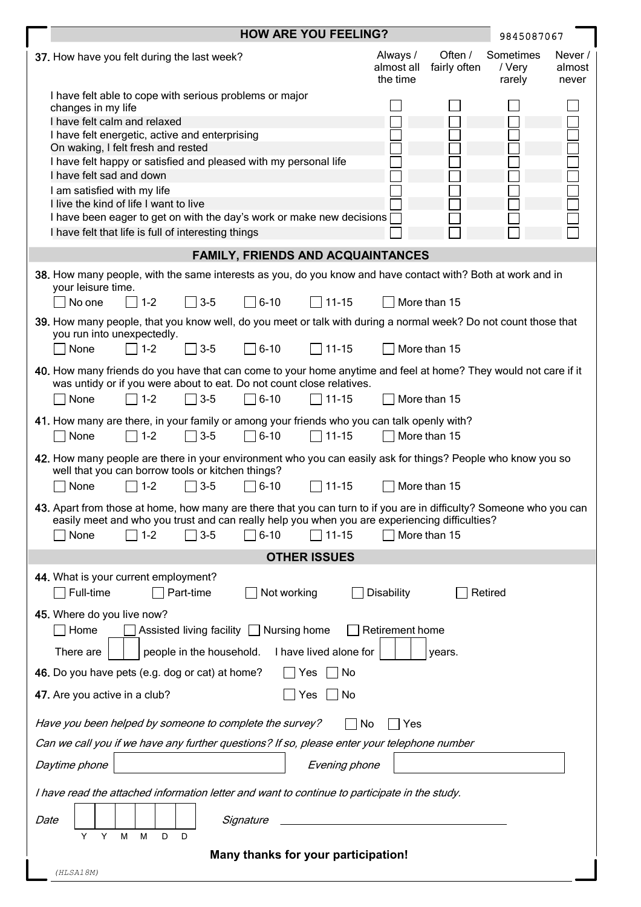## HOW ARE YOU FEELING?

9845087067

**37.** How have you felt during the last week?

| | Always / almost all the time | Often / fairly often | Sometimes / Very rarely | Never / almost never |
|---|---|---|---|---|
| I have felt able to cope with serious problems or major changes in my life | ☐ | ☐ | ☐ | ☐ |
| I have felt calm and relaxed | ☐ | ☐ | ☐ | ☐ |
| I have felt energetic, active and enterprising | ☐ | ☐ | ☐ | ☐ |
| On waking, I felt fresh and rested | ☐ | ☐ | ☐ | ☐ |
| I have felt happy or satisfied and pleased with my personal life | ☐ | ☐ | ☐ | ☐ |
| I have felt sad and down | ☐ | ☐ | ☐ | ☐ |
| I am satisfied with my life | ☐ | ☐ | ☐ | ☐ |
| I live the kind of life I want to live | ☐ | ☐ | ☐ | ☐ |
| I have been eager to get on with the day's work or make new decisions | ☐ | ☐ | ☐ | ☐ |
| I have felt that life is full of interesting things | ☐ | ☐ | ☐ | ☐ |

## FAMILY, FRIENDS AND ACQUAINTANCES

**38.** How many people, with the same interests as you, do you know and have contact with? Both at work and in your leisure time.

☐ No one ☐ 1-2 ☐ 3-5 ☐ 6-10 ☐ 11-15 ☐ More than 15

**39.** How many people, that you know well, do you meet or talk with during a normal week? Do not count those that you run into unexpectedly.

☐ None ☐ 1-2 ☐ 3-5 ☐ 6-10 ☐ 11-15 ☐ More than 15

**40.** How many friends do you have that can come to your home anytime and feel at home? They would not care if it was untidy or if you were about to eat. Do not count close relatives.

☐ None ☐ 1-2 ☐ 3-5 ☐ 6-10 ☐ 11-15 ☐ More than 15

**41.** How many are there, in your family or among your friends who you can talk openly with?

☐ None ☐ 1-2 ☐ 3-5 ☐ 6-10 ☐ 11-15 ☐ More than 15

**42.** How many people are there in your environment who you can easily ask for things? People who know you so well that you can borrow tools or kitchen things?

☐ None ☐ 1-2 ☐ 3-5 ☐ 6-10 ☐ 11-15 ☐ More than 15

**43.** Apart from those at home, how many are there that you can turn to if you are in difficulty? Someone who you can easily meet and who you trust and can really help you when you are experiencing difficulties?

☐ None ☐ 1-2 ☐ 3-5 ☐ 6-10 ☐ 11-15 ☐ More than 15

## OTHER ISSUES

**44.** What is your current employment?

☐ Full-time ☐ Part-time ☐ Not working ☐ Disability ☐ Retired

**45.** Where do you live now?

☐ Home ☐ Assisted living facility ☐ Nursing home ☐ Retirement home

There are ☐☐ people in the household. I have lived alone for ☐☐☐ years.

**46.** Do you have pets (e.g. dog or cat) at home? ☐ Yes ☐ No

**47.** Are you active in a club? ☐ Yes ☐ No

*Have you been helped by someone to complete the survey?* ☐ No ☐ Yes

*Can we call you if we have any further questions? If so, please enter your telephone number*

*Daytime phone* ____________________ *Evening phone* ____________________

*I have read the attached information letter and want to continue to participate in the study.*

*Date* ☐☐☐☐☐☐ (Y Y M M D D) *Signature* ______________________________

**Many thanks for your participation!**

(HLSA18M)